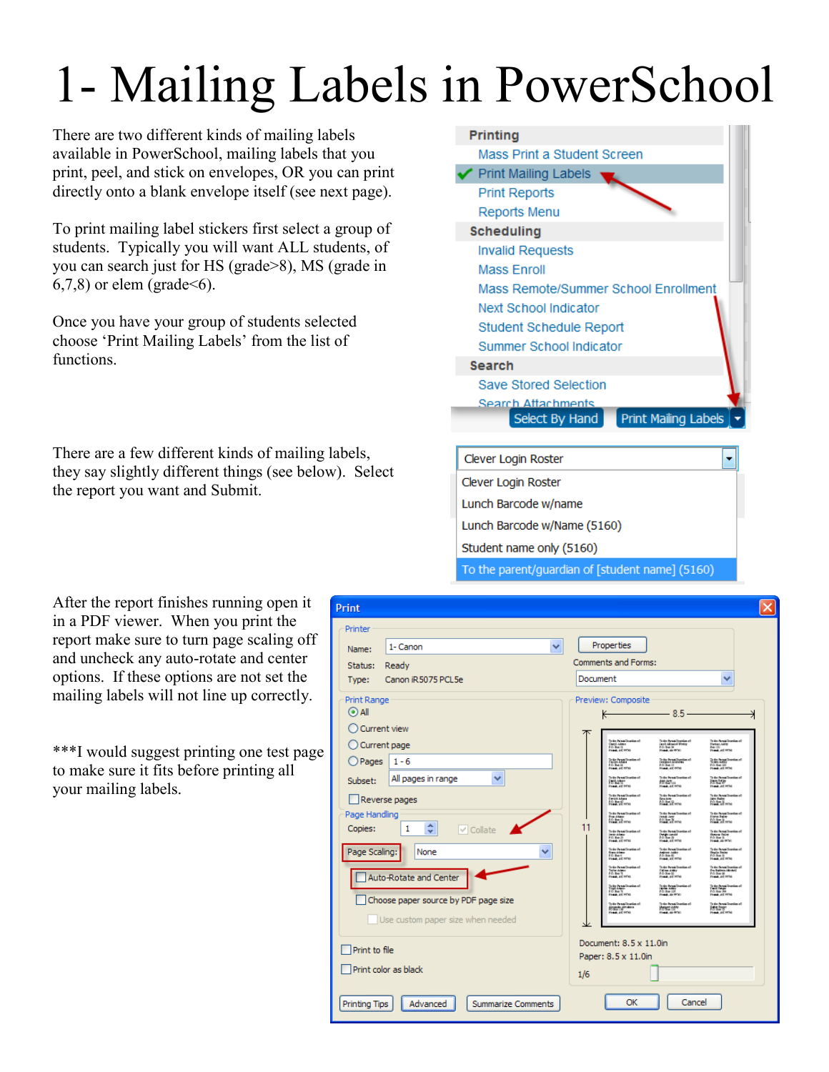# 1- Mailing Labels in PowerSchool

There are two different kinds of mailing labels available in PowerSchool, mailing labels that you print, peel, and stick on envelopes, OR you can print directly onto a blank envelope itself (see next page).

To print mailing label stickers first select a group of students. Typically you will want ALL students, of you can search just for HS (grade>8), MS (grade in 6,7,8) or elem (grade<6).

Once you have your group of students selected choose 'Print Mailing Labels' from the list of functions.

There are a few different kinds of mailing labels, they say slightly different things (see below). Select the report you want and Submit.

After the report finishes running open it in a PDF viewer. When you print the report make sure to turn page scaling off and uncheck any auto-rotate and center options. If these options are not set the mailing labels will not line up correctly.

***I would suggest printing one test page to make sure it fits before printing all your mailing labels.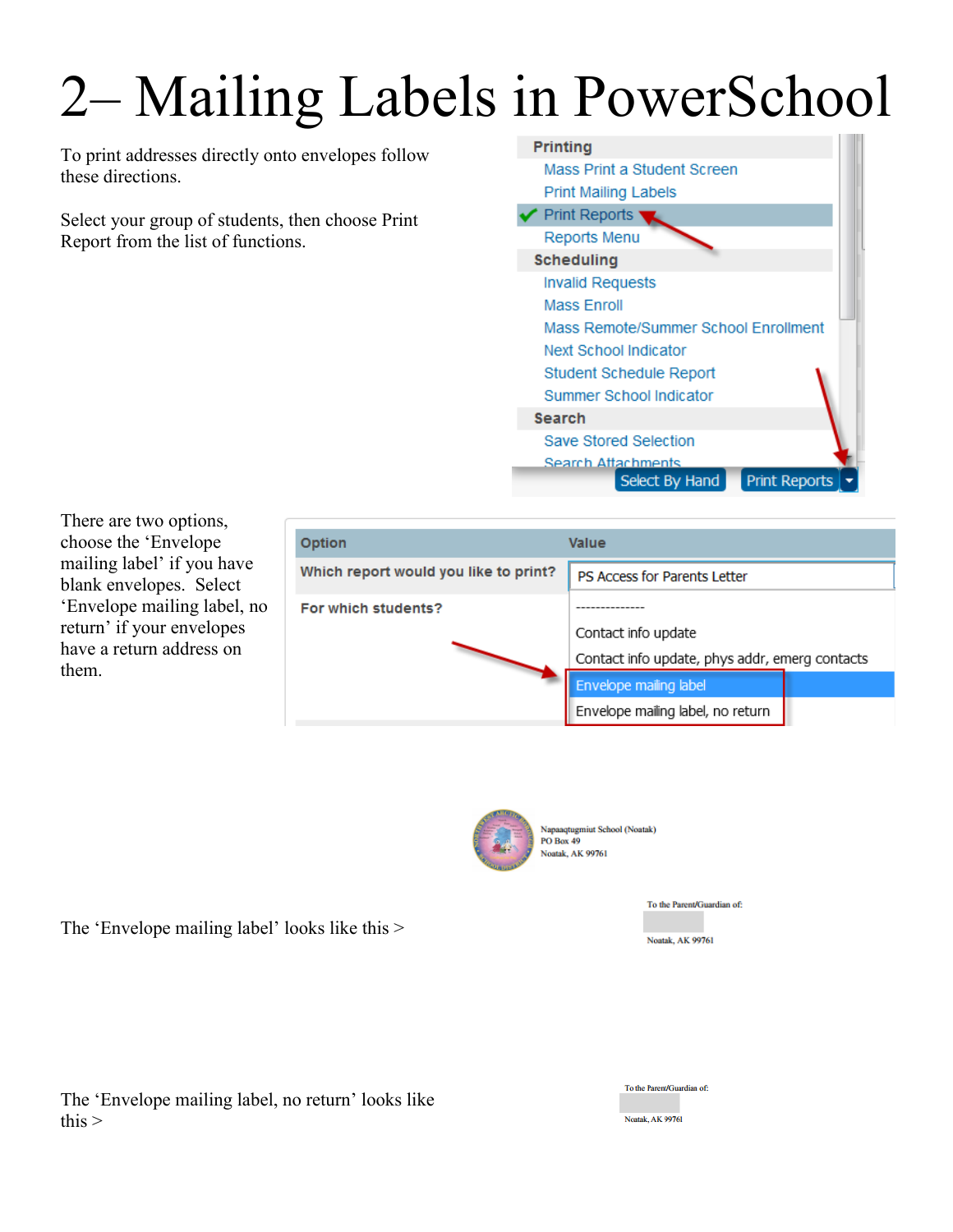# 2– Mailing Labels in PowerSchool

To print addresses directly onto envelopes follow these directions.

Select your group of students, then choose Print Report from the list of functions.

**Printing**
Mass Print a Student Screen
Print Mailing Labels
Print Reports
Reports Menu

**Scheduling**
Invalid Requests
Mass Enroll
Mass Remote/Summer School Enrollment
Next School Indicator
Student Schedule Report
Summer School Indicator

**Search**
Save Stored Selection
Search Attachments

Select By Hand | Print Reports

There are two options, choose the 'Envelope mailing label' if you have blank envelopes. Select 'Envelope mailing label, no return' if your envelopes have a return address on them.

| Option | Value |
| --- | --- |
| Which report would you like to print? | PS Access for Parents Letter |
| For which students? | -------------- |
| | Contact info update |
| | Contact info update, phys addr, emerg contacts |
| | Envelope mailing label |
| | Envelope mailing label, no return |

The 'Envelope mailing label' looks like this >

Napaaqtugmiut School (Noatak)
PO Box 49
Noatak, AK 99761

To the Parent/Guardian of:

Noatak, AK 99761

The 'Envelope mailing label, no return' looks like this >

To the Parent/Guardian of:

Noatak, AK 99761